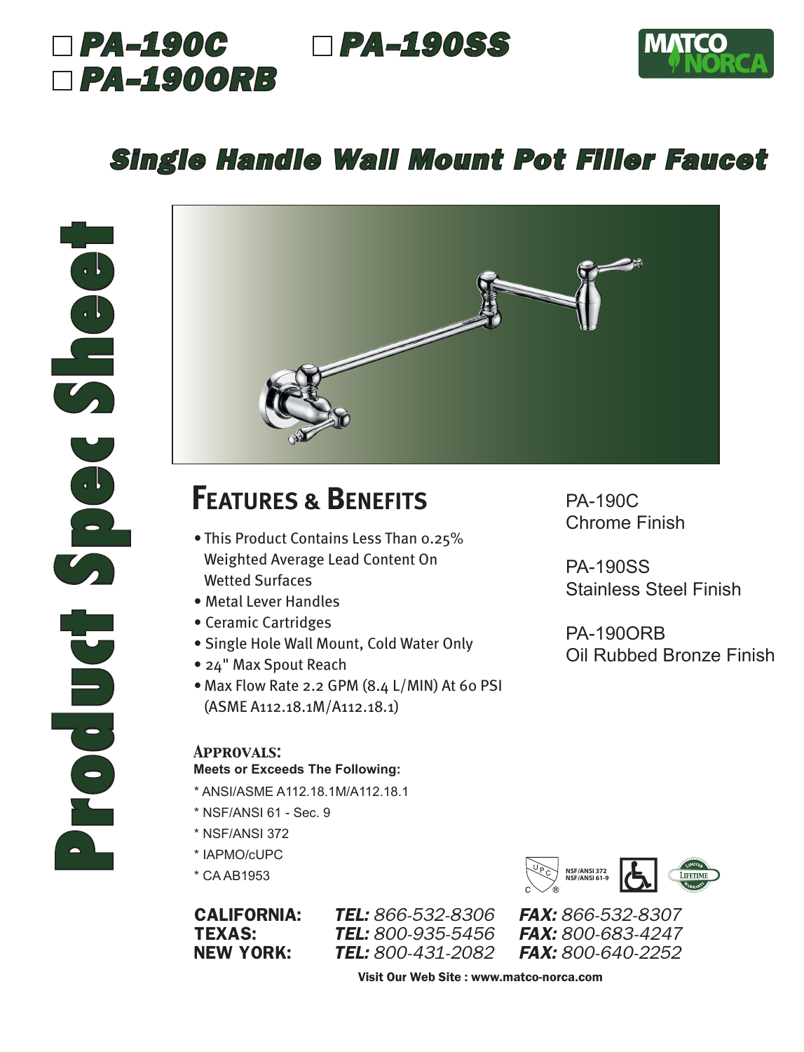☐ **PA-190C** ☐ **PA-190SS**
☐ **PA-190ORB**

MATCO NORCA

# Single Handle Wall Mount Pot Filler Faucet

Product Spec Sheet

## Features & Benefits

- This Product Contains Less Than 0.25% Weighted Average Lead Content On Wetted Surfaces
- Metal Lever Handles
- Ceramic Cartridges
- Single Hole Wall Mount, Cold Water Only
- 24" Max Spout Reach
- Max Flow Rate 2.2 GPM (8.4 L/MIN) At 60 PSI (ASME A112.18.1M/A112.18.1)

PA-190C
Chrome Finish

PA-190SS
Stainless Steel Finish

PA-190ORB
Oil Rubbed Bronze Finish

### Approvals:

**Meets or Exceeds The Following:**

* ANSI/ASME A112.18.1M/A112.18.1
* NSF/ANSI 61 - Sec. 9
* NSF/ANSI 372
* IAPMO/cUPC
* CA AB1953

NSF/ANSI 372
NSF/ANSI 61-9

LIMITED LIFETIME WARRANTY

| | | |
|---|---|---|
| **CALIFORNIA:** | ***TEL:*** *866-532-8306* | ***FAX:*** *866-532-8307* |
| **TEXAS:** | ***TEL:*** *800-935-5456* | ***FAX:*** *800-683-4247* |
| **NEW YORK:** | ***TEL:*** *800-431-2082* | ***FAX:*** *800-640-2252* |

**Visit Our Web Site : www.matco-norca.com**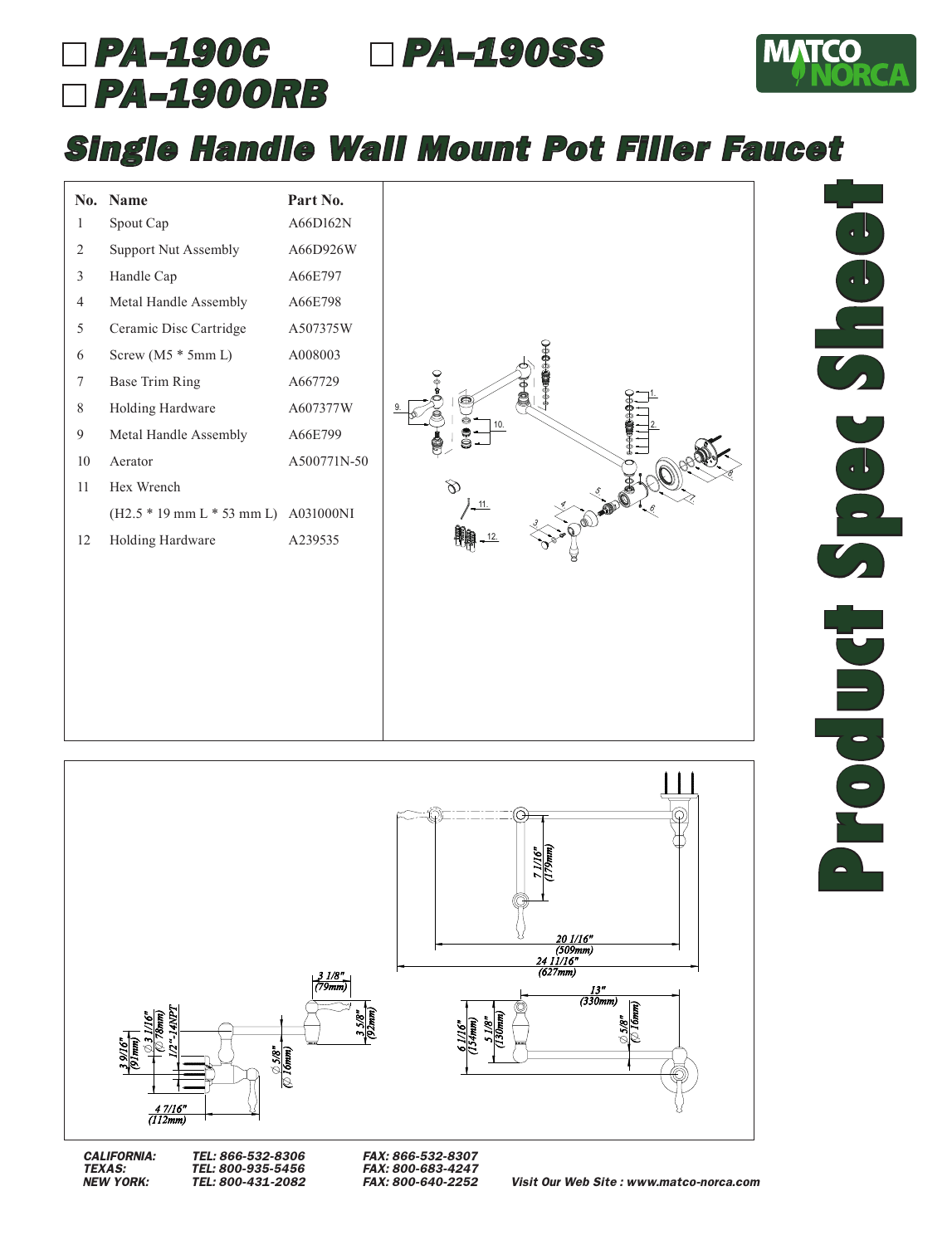# ☐ PA-190C ☐ PA-190SS ☐ PA-190ORB

MATCO NORCA

## Single Handle Wall Mount Pot Filler Faucet

Product Spec Sheet

| No. | Name | Part No. |
|---|---|---|
| 1 | Spout Cap | A66D162N |
| 2 | Support Nut Assembly | A66D926W |
| 3 | Handle Cap | A66E797 |
| 4 | Metal Handle Assembly | A66E798 |
| 5 | Ceramic Disc Cartridge | A507375W |
| 6 | Screw (M5 * 5mm L) | A008003 |
| 7 | Base Trim Ring | A667729 |
| 8 | Holding Hardware | A607377W |
| 9 | Metal Handle Assembly | A66E799 |
| 10 | Aerator | A500771N-50 |
| 11 | Hex Wrench | |
| | (H2.5 * 19 mm L * 53 mm L) | A031000NI |
| 12 | Holding Hardware | A239535 |

7 1/16" (179mm)

20 1/16" (509mm)

24 11/16" (627mm)

3 1/8" (79mm)

3 5/8" (92mm)

3 9/16" (91mm)

∅ 3 1/16" (∅ 78mm)

1/2"-14NPT

∅ 5/8" (∅ 16mm)

4 7/16" (112mm)

13" (330mm)

6 1/16" (154mm)

5 1/8" (130mm)

∅ 5/8" (∅ 16mm)

| | | |
|---|---|---|
| CALIFORNIA: | TEL: 866-532-8306 | FAX: 866-532-8307 |
| TEXAS: | TEL: 800-935-5456 | FAX: 800-683-4247 |
| NEW YORK: | TEL: 800-431-2082 | FAX: 800-640-2252 |

Visit Our Web Site : www.matco-norca.com